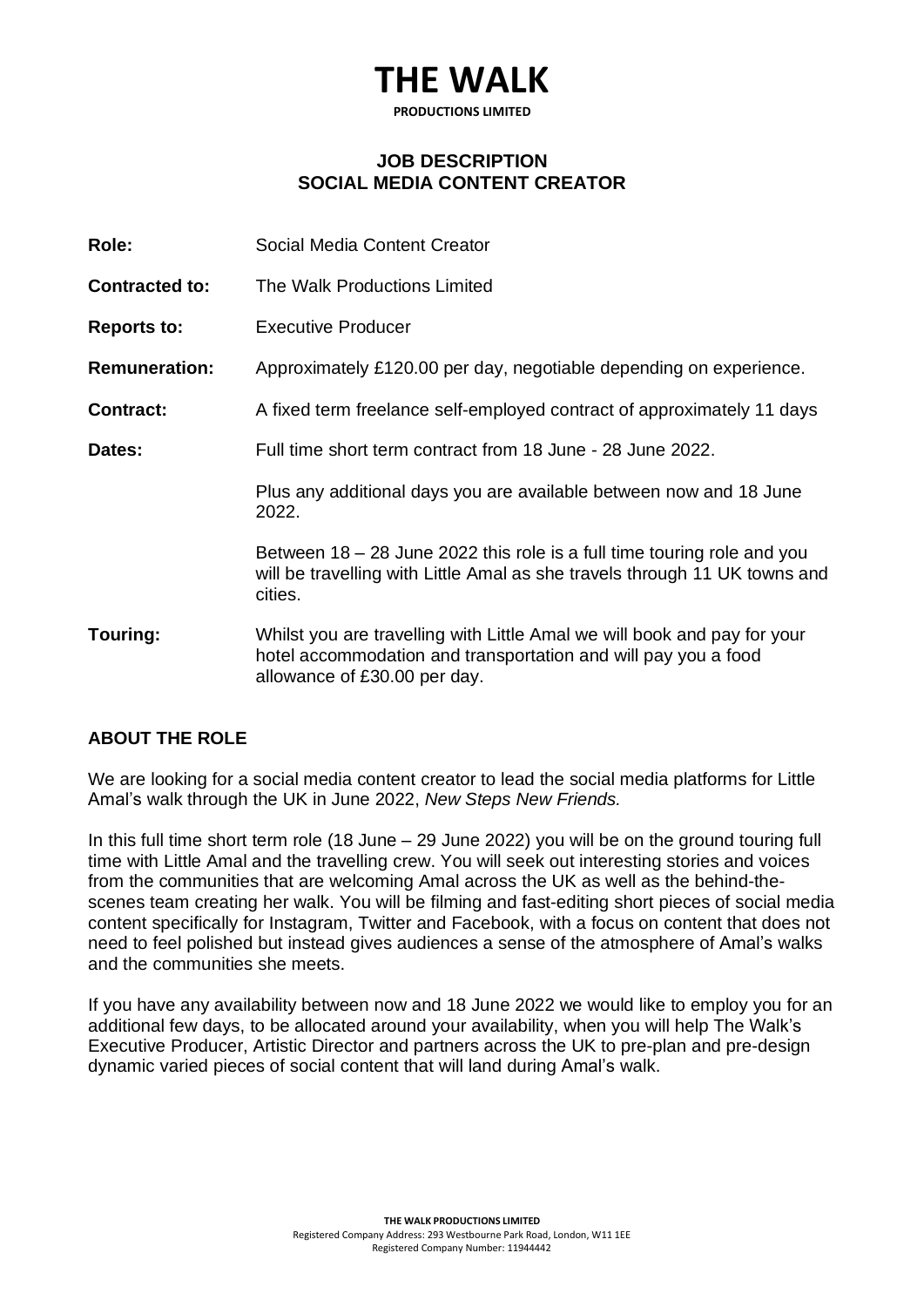# THE WALK

**PRODUCTIONS LIMITED**

## JOB DESCRIPTION
## SOCIAL MEDIA CONTENT CREATOR

**Role:** Social Media Content Creator

**Contracted to:** The Walk Productions Limited

**Reports to:** Executive Producer

**Remuneration:** Approximately £120.00 per day, negotiable depending on experience.

**Contract:** A fixed term freelance self-employed contract of approximately 11 days

**Dates:** Full time short term contract from 18 June - 28 June 2022.

Plus any additional days you are available between now and 18 June 2022.

Between 18 – 28 June 2022 this role is a full time touring role and you will be travelling with Little Amal as she travels through 11 UK towns and cities.

**Touring:** Whilst you are travelling with Little Amal we will book and pay for your hotel accommodation and transportation and will pay you a food allowance of £30.00 per day.

### ABOUT THE ROLE

We are looking for a social media content creator to lead the social media platforms for Little Amal's walk through the UK in June 2022, *New Steps New Friends.*

In this full time short term role (18 June – 29 June 2022) you will be on the ground touring full time with Little Amal and the travelling crew. You will seek out interesting stories and voices from the communities that are welcoming Amal across the UK as well as the behind-the-scenes team creating her walk. You will be filming and fast-editing short pieces of social media content specifically for Instagram, Twitter and Facebook, with a focus on content that does not need to feel polished but instead gives audiences a sense of the atmosphere of Amal's walks and the communities she meets.

If you have any availability between now and 18 June 2022 we would like to employ you for an additional few days, to be allocated around your availability, when you will help The Walk's Executive Producer, Artistic Director and partners across the UK to pre-plan and pre-design dynamic varied pieces of social content that will land during Amal's walk.

**THE WALK PRODUCTIONS LIMITED**
Registered Company Address: 293 Westbourne Park Road, London, W11 1EE
Registered Company Number: 11944442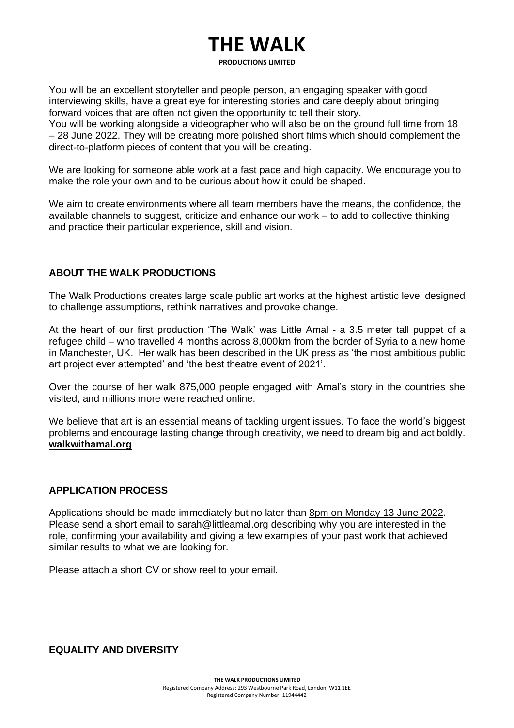You will be an excellent storyteller and people person, an engaging speaker with good interviewing skills, have a great eye for interesting stories and care deeply about bringing forward voices that are often not given the opportunity to tell their story.
You will be working alongside a videographer who will also be on the ground full time from 18 – 28 June 2022. They will be creating more polished short films which should complement the direct-to-platform pieces of content that you will be creating.

We are looking for someone able work at a fast pace and high capacity. We encourage you to make the role your own and to be curious about how it could be shaped.

We aim to create environments where all team members have the means, the confidence, the available channels to suggest, criticize and enhance our work – to add to collective thinking and practice their particular experience, skill and vision.

## ABOUT THE WALK PRODUCTIONS

The Walk Productions creates large scale public art works at the highest artistic level designed to challenge assumptions, rethink narratives and provoke change.

At the heart of our first production 'The Walk' was Little Amal - a 3.5 meter tall puppet of a refugee child – who travelled 4 months across 8,000km from the border of Syria to a new home in Manchester, UK. Her walk has been described in the UK press as 'the most ambitious public art project ever attempted' and 'the best theatre event of 2021'.

Over the course of her walk 875,000 people engaged with Amal's story in the countries she visited, and millions more were reached online.

We believe that art is an essential means of tackling urgent issues. To face the world's biggest problems and encourage lasting change through creativity, we need to dream big and act boldly. **walkwithamal.org**

## APPLICATION PROCESS

Applications should be made immediately but no later than 8pm on Monday 13 June 2022. Please send a short email to sarah@littleamal.org describing why you are interested in the role, confirming your availability and giving a few examples of your past work that achieved similar results to what we are looking for.

Please attach a short CV or show reel to your email.

## EQUALITY AND DIVERSITY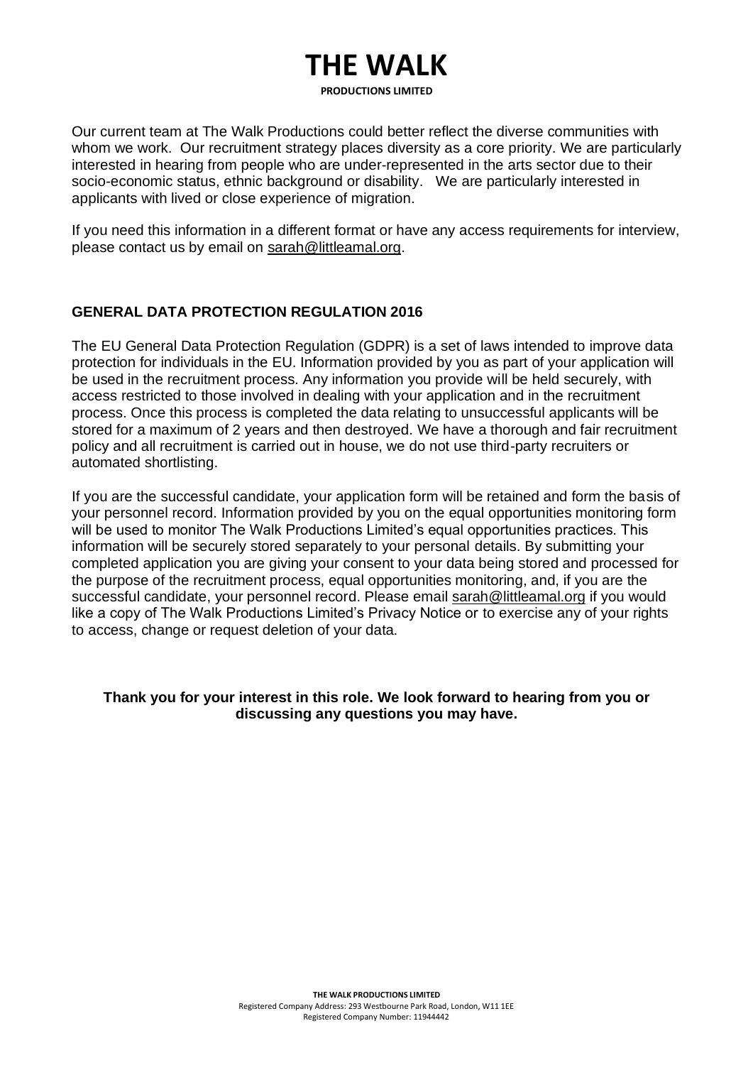# THE WALK

**PRODUCTIONS LIMITED**

Our current team at The Walk Productions could better reflect the diverse communities with whom we work. Our recruitment strategy places diversity as a core priority. We are particularly interested in hearing from people who are under-represented in the arts sector due to their socio-economic status, ethnic background or disability. We are particularly interested in applicants with lived or close experience of migration.

If you need this information in a different format or have any access requirements for interview, please contact us by email on sarah@littleamal.org.

## GENERAL DATA PROTECTION REGULATION 2016

The EU General Data Protection Regulation (GDPR) is a set of laws intended to improve data protection for individuals in the EU. Information provided by you as part of your application will be used in the recruitment process. Any information you provide will be held securely, with access restricted to those involved in dealing with your application and in the recruitment process. Once this process is completed the data relating to unsuccessful applicants will be stored for a maximum of 2 years and then destroyed. We have a thorough and fair recruitment policy and all recruitment is carried out in house, we do not use third-party recruiters or automated shortlisting.

If you are the successful candidate, your application form will be retained and form the basis of your personnel record. Information provided by you on the equal opportunities monitoring form will be used to monitor The Walk Productions Limited's equal opportunities practices. This information will be securely stored separately to your personal details. By submitting your completed application you are giving your consent to your data being stored and processed for the purpose of the recruitment process, equal opportunities monitoring, and, if you are the successful candidate, your personnel record. Please email sarah@littleamal.org if you would like a copy of The Walk Productions Limited's Privacy Notice or to exercise any of your rights to access, change or request deletion of your data.

**Thank you for your interest in this role. We look forward to hearing from you or discussing any questions you may have.**

**THE WALK PRODUCTIONS LIMITED**
Registered Company Address: 293 Westbourne Park Road, London, W11 1EE
Registered Company Number: 11944442